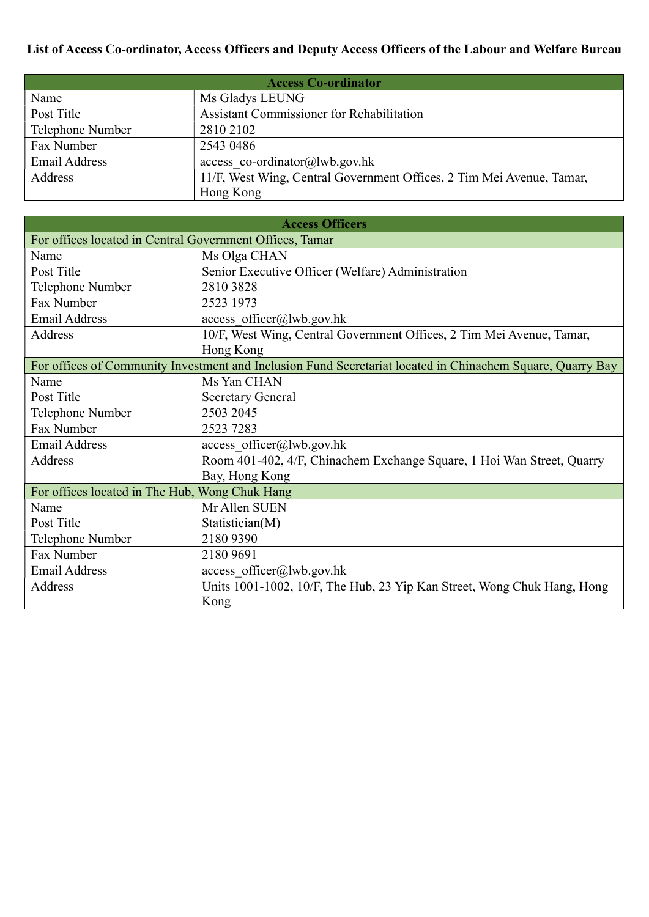**List of Access Co-ordinator, Access Officers and Deputy Access Officers of the Labour and Welfare Bureau**

| Access Co-ordinator | |
|---|---|
| Name | Ms Gladys LEUNG |
| Post Title | Assistant Commissioner for Rehabilitation |
| Telephone Number | 2810 2102 |
| Fax Number | 2543 0486 |
| Email Address | access_co-ordinator@lwb.gov.hk |
| Address | 11/F, West Wing, Central Government Offices, 2 Tim Mei Avenue, Tamar, Hong Kong |

| Access Officers | |
|---|---|
| For offices located in Central Government Offices, Tamar | |
| Name | Ms Olga CHAN |
| Post Title | Senior Executive Officer (Welfare) Administration |
| Telephone Number | 2810 3828 |
| Fax Number | 2523 1973 |
| Email Address | access_officer@lwb.gov.hk |
| Address | 10/F, West Wing, Central Government Offices, 2 Tim Mei Avenue, Tamar, Hong Kong |
| For offices of Community Investment and Inclusion Fund Secretariat located in Chinachem Square, Quarry Bay | |
| Name | Ms Yan CHAN |
| Post Title | Secretary General |
| Telephone Number | 2503 2045 |
| Fax Number | 2523 7283 |
| Email Address | access_officer@lwb.gov.hk |
| Address | Room 401-402, 4/F, Chinachem Exchange Square, 1 Hoi Wan Street, Quarry Bay, Hong Kong |
| For offices located in The Hub, Wong Chuk Hang | |
| Name | Mr Allen SUEN |
| Post Title | Statistician(M) |
| Telephone Number | 2180 9390 |
| Fax Number | 2180 9691 |
| Email Address | access_officer@lwb.gov.hk |
| Address | Units 1001-1002, 10/F, The Hub, 23 Yip Kan Street, Wong Chuk Hang, Hong Kong |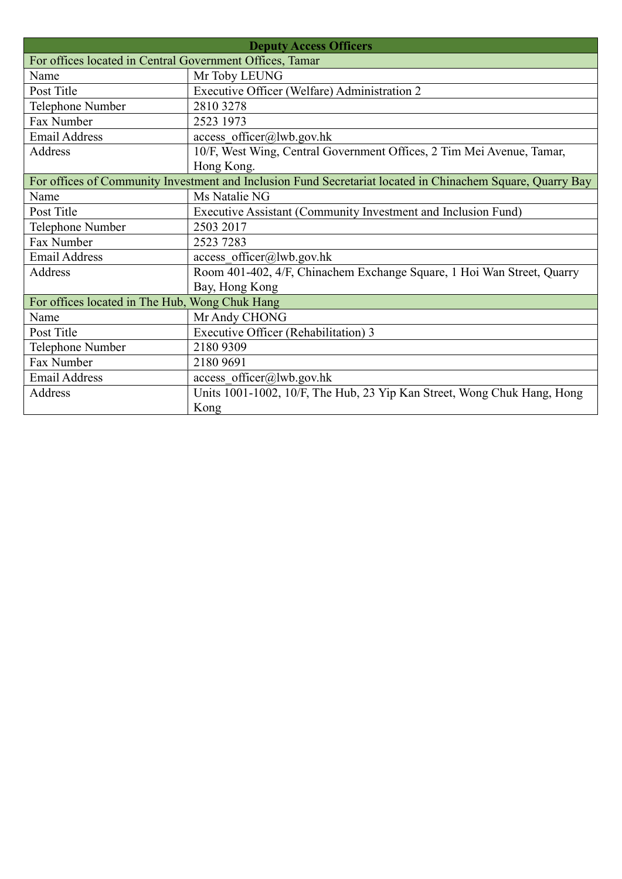| Deputy Access Officers | |
| --- | --- |
| For offices located in Central Government Offices, Tamar | |
| Name | Mr Toby LEUNG |
| Post Title | Executive Officer (Welfare) Administration 2 |
| Telephone Number | 2810 3278 |
| Fax Number | 2523 1973 |
| Email Address | access_officer@lwb.gov.hk |
| Address | 10/F, West Wing, Central Government Offices, 2 Tim Mei Avenue, Tamar, Hong Kong. |
| For offices of Community Investment and Inclusion Fund Secretariat located in Chinachem Square, Quarry Bay | |
| Name | Ms Natalie NG |
| Post Title | Executive Assistant (Community Investment and Inclusion Fund) |
| Telephone Number | 2503 2017 |
| Fax Number | 2523 7283 |
| Email Address | access_officer@lwb.gov.hk |
| Address | Room 401-402, 4/F, Chinachem Exchange Square, 1 Hoi Wan Street, Quarry Bay, Hong Kong |
| For offices located in The Hub, Wong Chuk Hang | |
| Name | Mr Andy CHONG |
| Post Title | Executive Officer (Rehabilitation) 3 |
| Telephone Number | 2180 9309 |
| Fax Number | 2180 9691 |
| Email Address | access_officer@lwb.gov.hk |
| Address | Units 1001-1002, 10/F, The Hub, 23 Yip Kan Street, Wong Chuk Hang, Hong Kong |